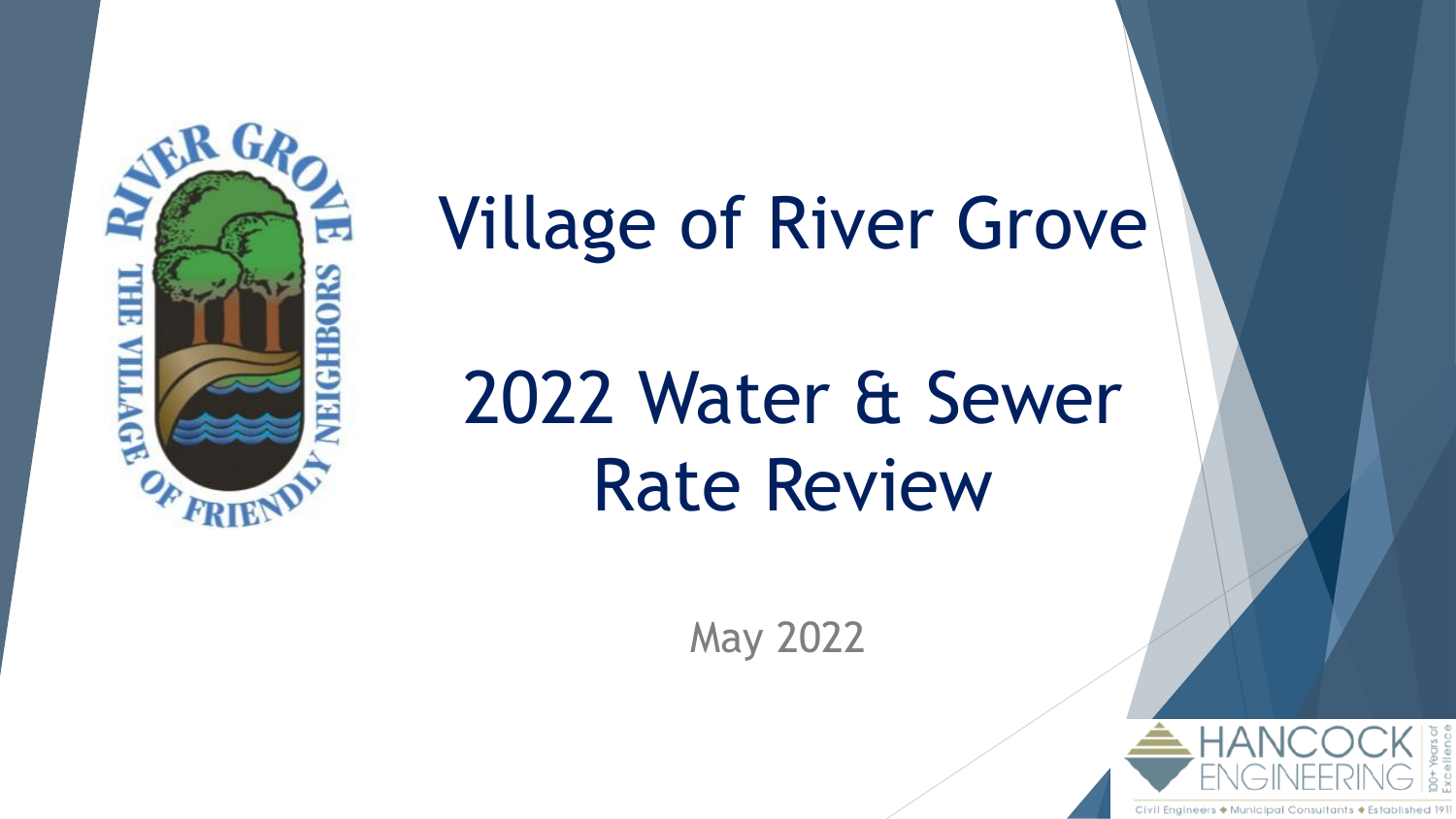# Village of River Grove

# 2022 Water & Sewer Rate Review

May 2022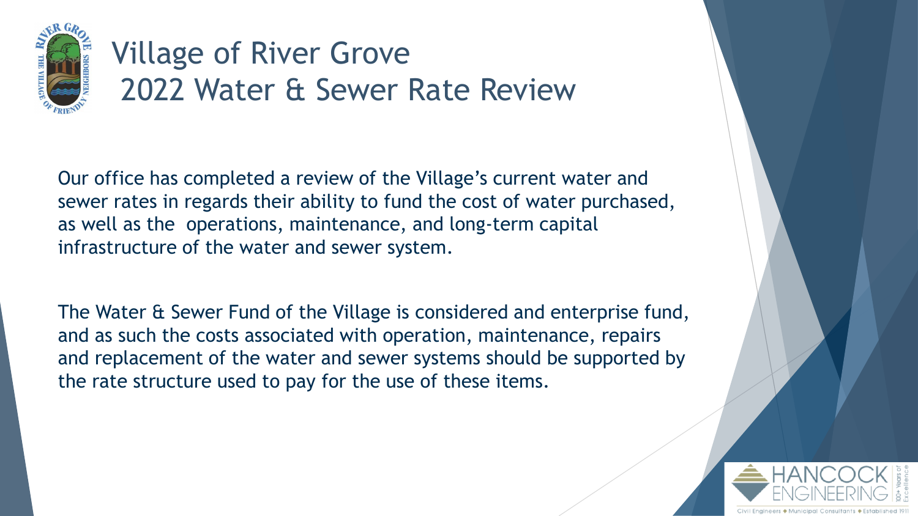# Village of River Grove
# 2022 Water & Sewer Rate Review

Our office has completed a review of the Village's current water and sewer rates in regards their ability to fund the cost of water purchased, as well as the operations, maintenance, and long-term capital infrastructure of the water and sewer system.

The Water & Sewer Fund of the Village is considered and enterprise fund, and as such the costs associated with operation, maintenance, repairs and replacement of the water and sewer systems should be supported by the rate structure used to pay for the use of these items.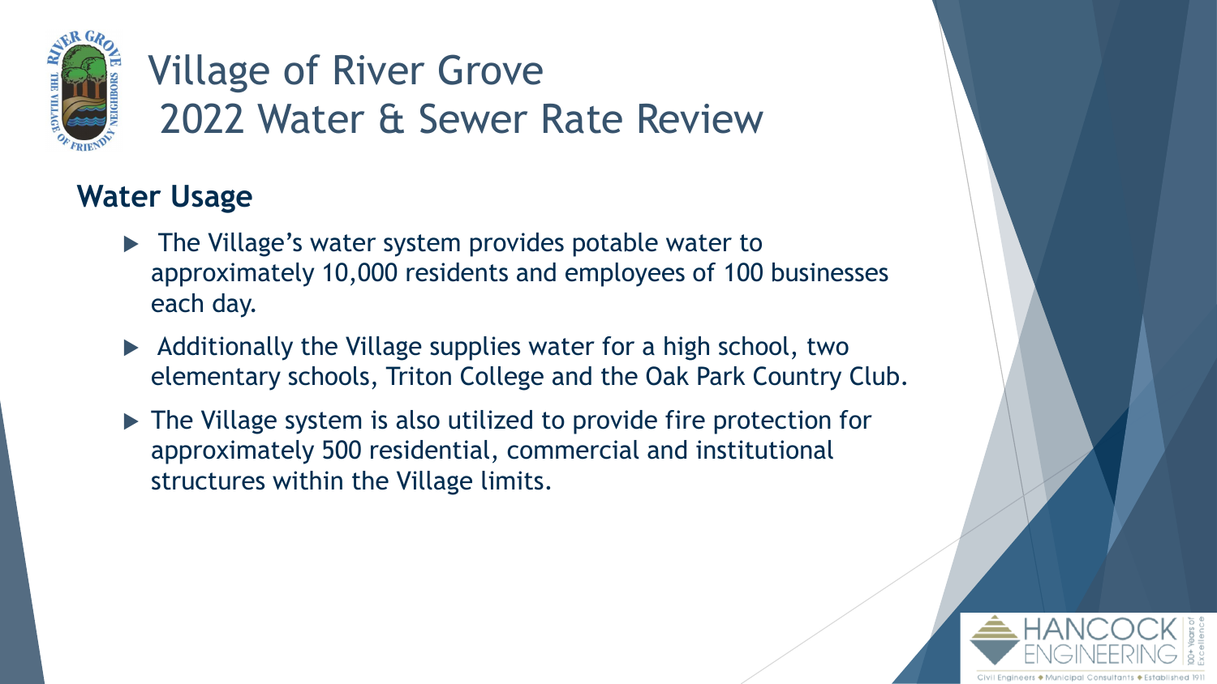# Village of River Grove 2022 Water & Sewer Rate Review

## Water Usage

- The Village's water system provides potable water to approximately 10,000 residents and employees of 100 businesses each day.
- Additionally the Village supplies water for a high school, two elementary schools, Triton College and the Oak Park Country Club.
- The Village system is also utilized to provide fire protection for approximately 500 residential, commercial and institutional structures within the Village limits.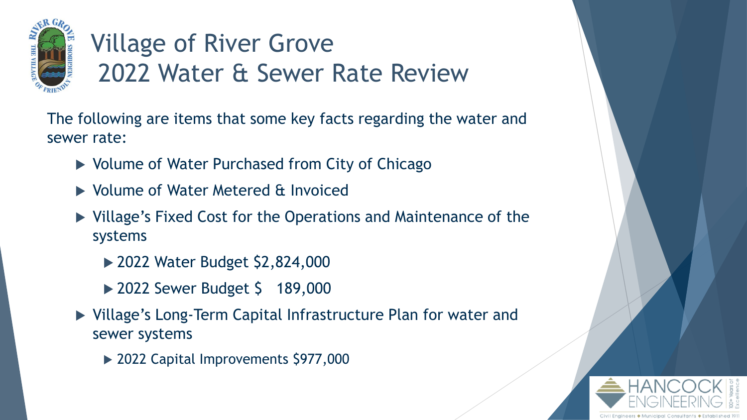# Village of River Grove
# 2022 Water & Sewer Rate Review

The following are items that some key facts regarding the water and sewer rate:

- Volume of Water Purchased from City of Chicago
- Volume of Water Metered & Invoiced
- Village's Fixed Cost for the Operations and Maintenance of the systems
  - 2022 Water Budget $2,824,000
  - 2022 Sewer Budget $ 189,000
- Village's Long-Term Capital Infrastructure Plan for water and sewer systems
  - 2022 Capital Improvements $977,000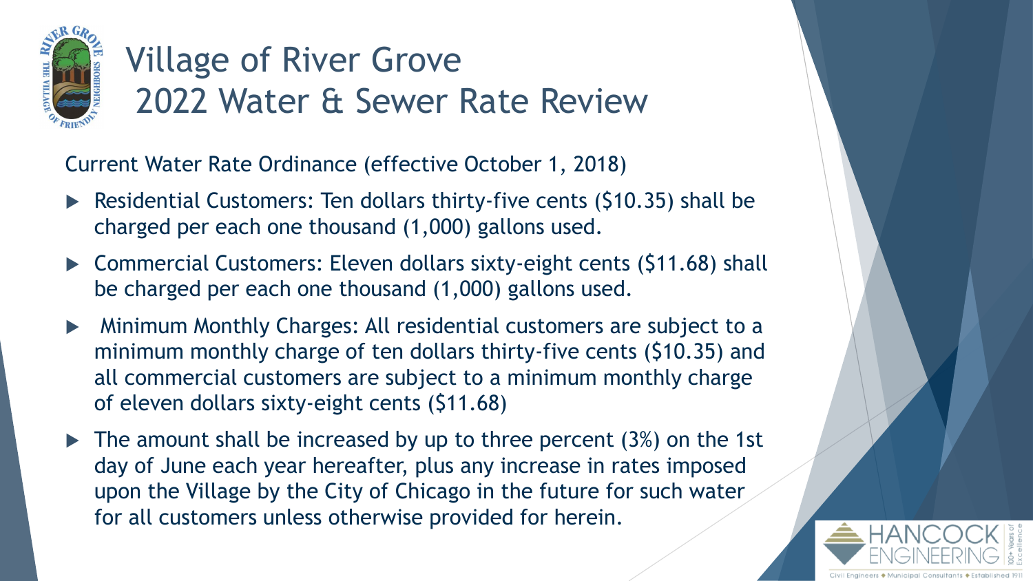# Village of River Grove 2022 Water & Sewer Rate Review

Current Water Rate Ordinance (effective October 1, 2018)

- Residential Customers: Ten dollars thirty-five cents ($10.35) shall be charged per each one thousand (1,000) gallons used.
- Commercial Customers: Eleven dollars sixty-eight cents ($11.68) shall be charged per each one thousand (1,000) gallons used.
- Minimum Monthly Charges: All residential customers are subject to a minimum monthly charge of ten dollars thirty-five cents ($10.35) and all commercial customers are subject to a minimum monthly charge of eleven dollars sixty-eight cents ($11.68)
- The amount shall be increased by up to three percent (3%) on the 1st day of June each year hereafter, plus any increase in rates imposed upon the Village by the City of Chicago in the future for such water for all customers unless otherwise provided for herein.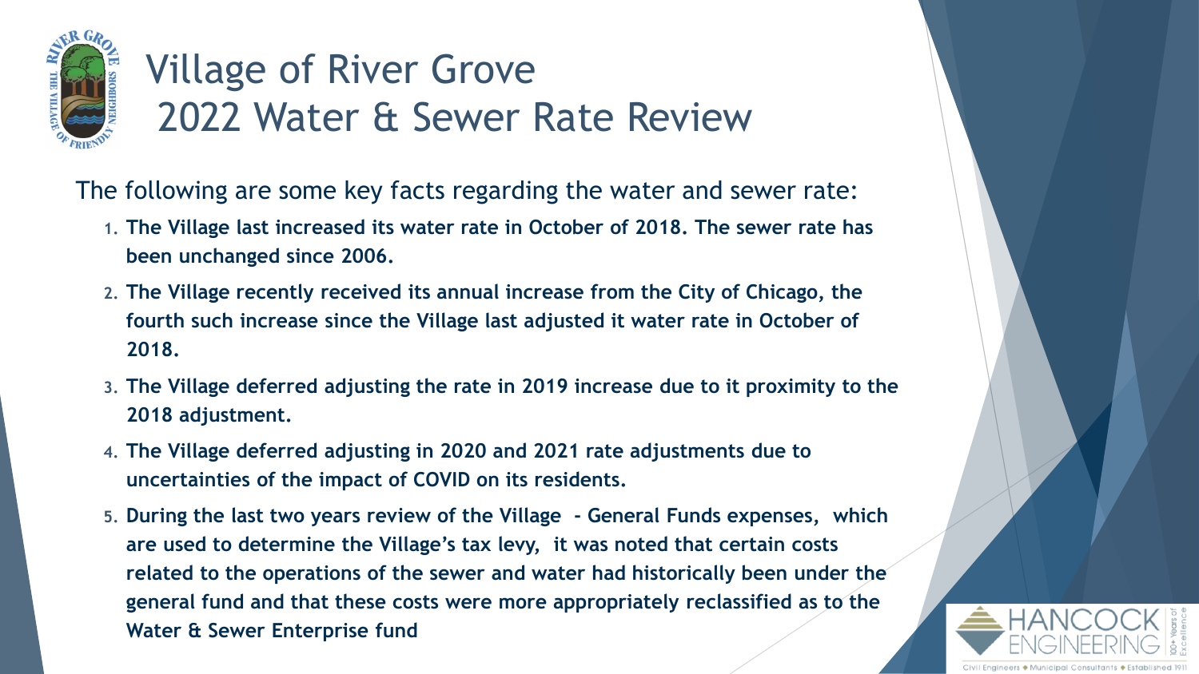# Village of River Grove 2022 Water & Sewer Rate Review

The following are some key facts regarding the water and sewer rate:

1. **The Village last increased its water rate in October of 2018. The sewer rate has been unchanged since 2006.**
2. **The Village recently received its annual increase from the City of Chicago, the fourth such increase since the Village last adjusted it water rate in October of 2018.**
3. **The Village deferred adjusting the rate in 2019 increase due to it proximity to the 2018 adjustment.**
4. **The Village deferred adjusting in 2020 and 2021 rate adjustments due to uncertainties of the impact of COVID on its residents.**
5. **During the last two years review of the Village - General Funds expenses, which are used to determine the Village's tax levy, it was noted that certain costs related to the operations of the sewer and water had historically been under the general fund and that these costs were more appropriately reclassified as to the Water & Sewer Enterprise fund**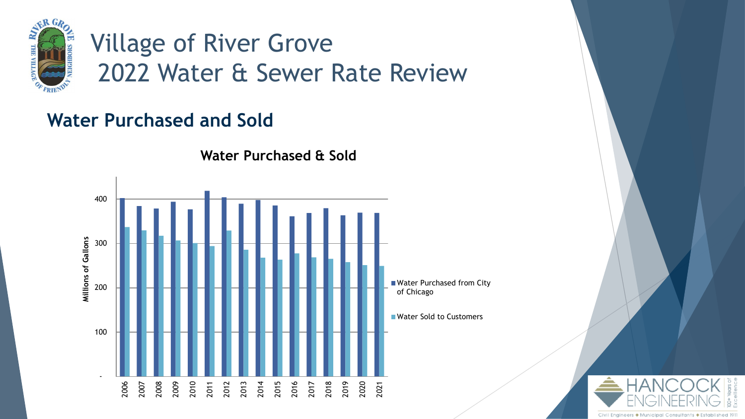# Village of River Grove 2022 Water & Sewer Rate Review

## Water Purchased and Sold

**Water Purchased & Sold**

Millions of Gallons

- Water Purchased from City of Chicago
- Water Sold to Customers

Years: 2006, 2007, 2008, 2009, 2010, 2011, 2012, 2013, 2014, 2015, 2016, 2017, 2018, 2019, 2020, 2021

Axis: -, 100, 200, 300, 400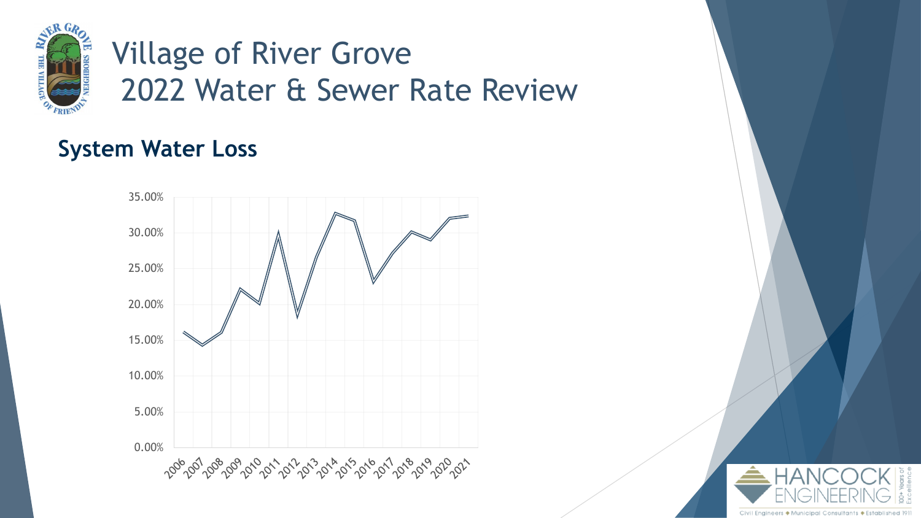# Village of River Grove 2022 Water & Sewer Rate Review

## System Water Loss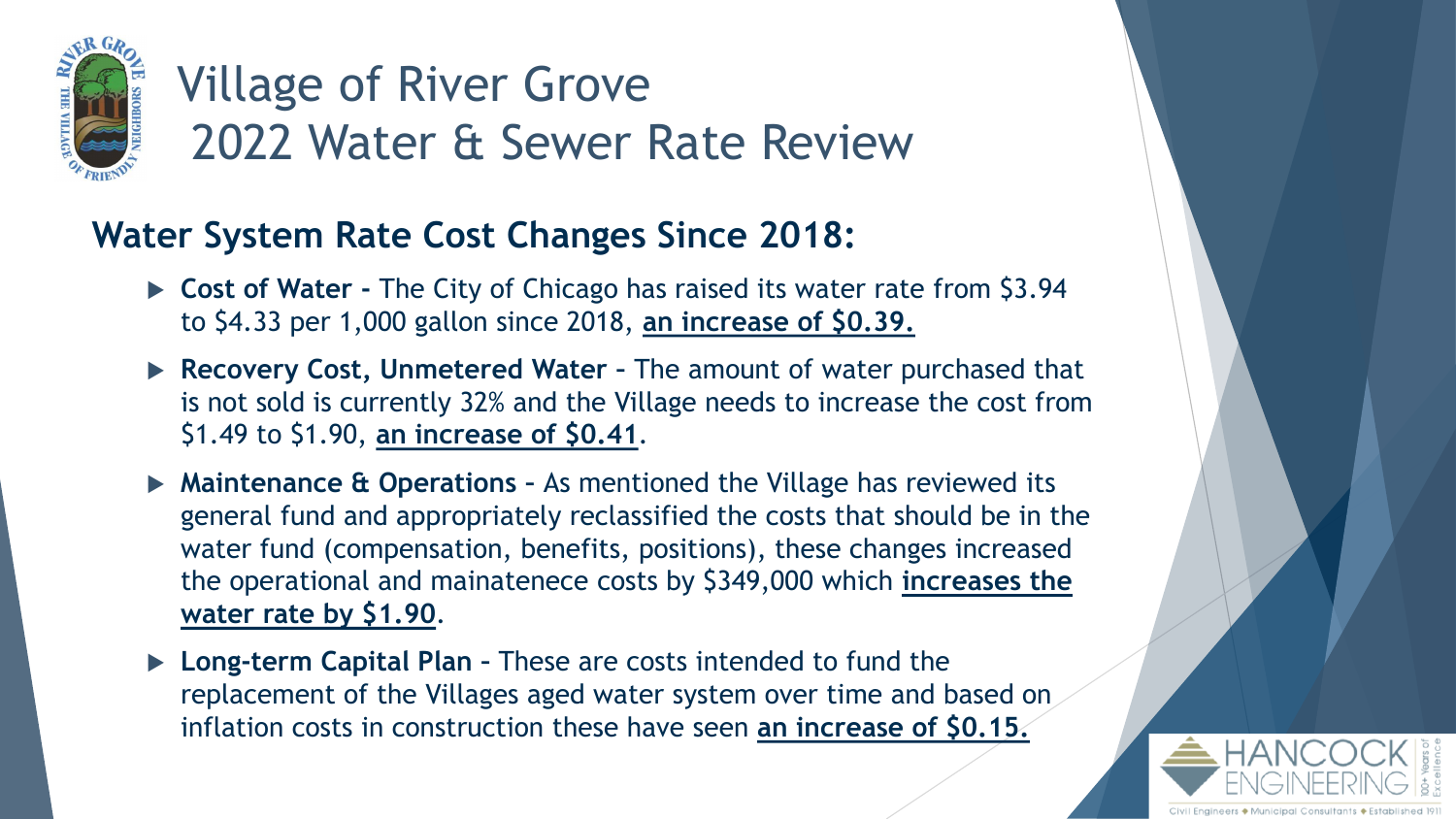# Village of River Grove
# 2022 Water & Sewer Rate Review

## Water System Rate Cost Changes Since 2018:

- **Cost of Water -** The City of Chicago has raised its water rate from $3.94 to $4.33 per 1,000 gallon since 2018, **an increase of $0.39.**
- **Recovery Cost, Unmetered Water -** The amount of water purchased that is not sold is currently 32% and the Village needs to increase the cost from $1.49 to $1.90, **an increase of $0.41**.
- **Maintenance & Operations -** As mentioned the Village has reviewed its general fund and appropriately reclassified the costs that should be in the water fund (compensation, benefits, positions), these changes increased the operational and mainatenece costs by $349,000 which **increases the water rate by $1.90**.
- **Long-term Capital Plan -** These are costs intended to fund the replacement of the Villages aged water system over time and based on inflation costs in construction these have seen **an increase of $0.15.**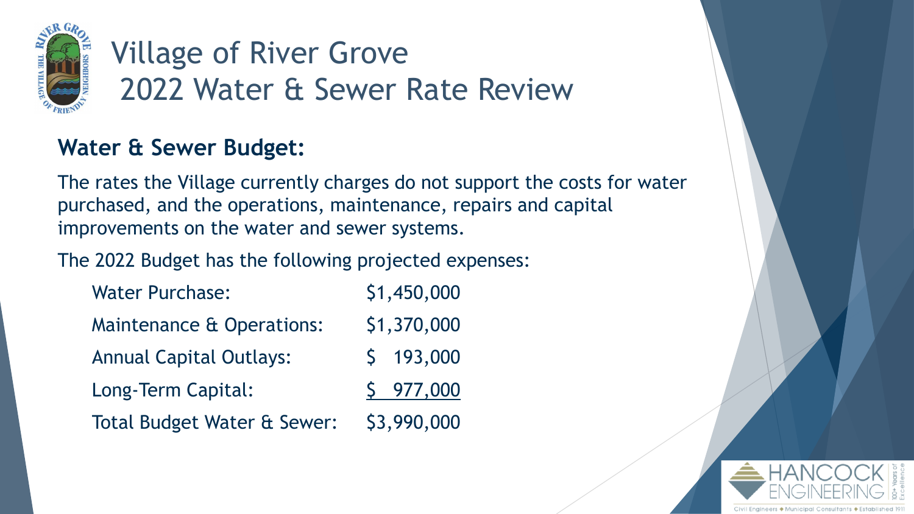# Village of River Grove
# 2022 Water & Sewer Rate Review

## Water & Sewer Budget:

The rates the Village currently charges do not support the costs for water purchased, and the operations, maintenance, repairs and capital improvements on the water and sewer systems.

The 2022 Budget has the following projected expenses:

| | |
|---|---|
| Water Purchase: | $1,450,000 |
| Maintenance & Operations: | $1,370,000 |
| Annual Capital Outlays: | $ 193,000 |
| Long-Term Capital: | $ 977,000 |
| Total Budget Water & Sewer: | $3,990,000 |

HANCOCK ENGINEERING 100+ Years of Excellence
Civil Engineers ♦ Municipal Consultants ♦ Established 1911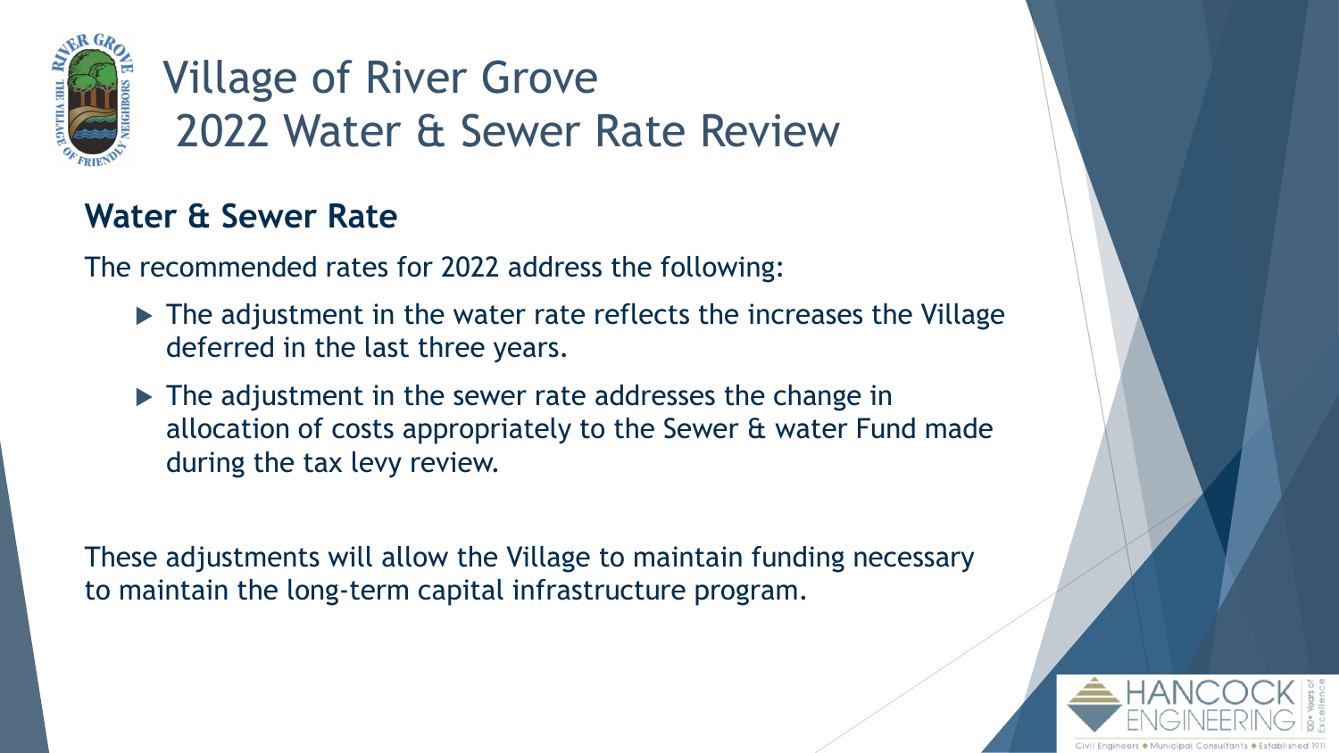# Village of River Grove
# 2022 Water & Sewer Rate Review

## Water & Sewer Rate

The recommended rates for 2022 address the following:

- The adjustment in the water rate reflects the increases the Village deferred in the last three years.
- The adjustment in the sewer rate addresses the change in allocation of costs appropriately to the Sewer & water Fund made during the tax levy review.

These adjustments will allow the Village to maintain funding necessary to maintain the long-term capital infrastructure program.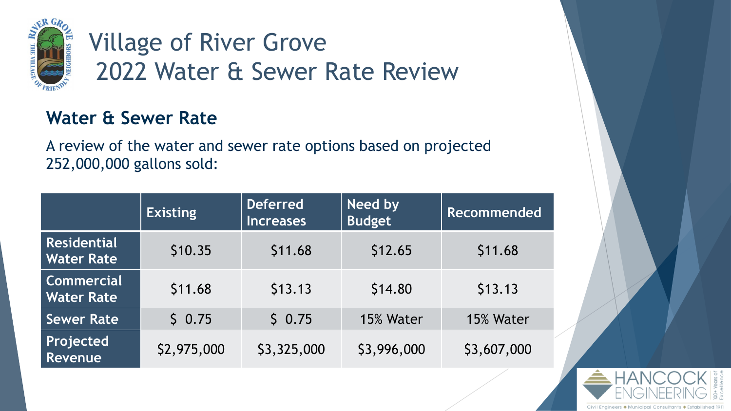# Village of River Grove
# 2022 Water & Sewer Rate Review

## Water & Sewer Rate

A review of the water and sewer rate options based on projected 252,000,000 gallons sold:

| | Existing | Deferred Increases | Need by Budget | Recommended |
|---|---|---|---|---|
| Residential Water Rate | $10.35 | $11.68 | $12.65 | $11.68 |
| Commercial Water Rate | $11.68 | $13.13 | $14.80 | $13.13 |
| Sewer Rate | $ 0.75 | $ 0.75 | 15% Water | 15% Water |
| Projected Revenue | $2,975,000 | $3,325,000 | $3,996,000 | $3,607,000 |

HANCOCK ENGINEERING

100+ Years of Excellence

Civil Engineers ◆ Municipal Consultants ◆ Established 1911